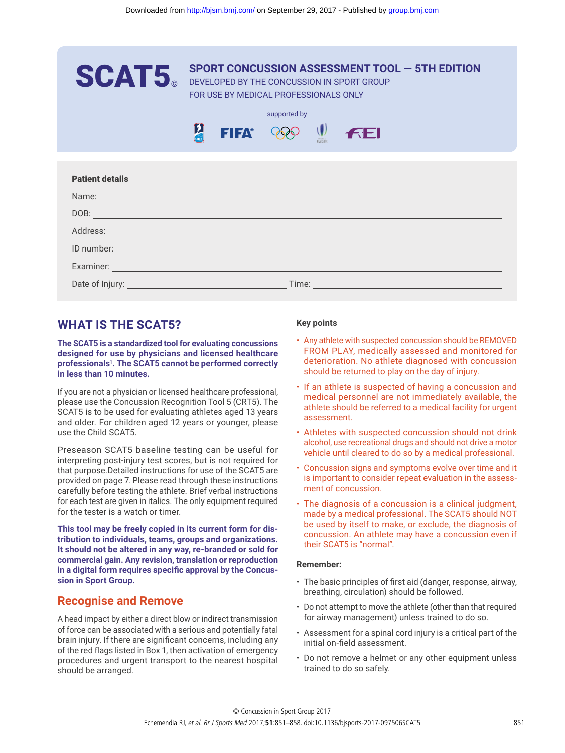# SCAT5©

## SPORT CONCUSSION ASSESSMENT TOOL — 5TH EDITION

DEVELOPED BY THE CONCUSSION IN SPORT GROUP
FOR USE BY MEDICAL PROFESSIONALS ONLY

supported by

**Patient details**

Name: ______________________________

DOB: ______________________________

Address: ______________________________

ID number: ______________________________

Examiner: ______________________________

Date of Injury: ______________________________ Time: ______________________________

## WHAT IS THE SCAT5?

**The SCAT5 is a standardized tool for evaluating concussions designed for use by physicians and licensed healthcare professionals[1]. The SCAT5 cannot be performed correctly in less than 10 minutes.**

If you are not a physician or licensed healthcare professional, please use the Concussion Recognition Tool 5 (CRT5). The SCAT5 is to be used for evaluating athletes aged 13 years and older. For children aged 12 years or younger, please use the Child SCAT5.

Preseason SCAT5 baseline testing can be useful for interpreting post-injury test scores, but is not required for that purpose. Detailed instructions for use of the SCAT5 are provided on page 7. Please read through these instructions carefully before testing the athlete. Brief verbal instructions for each test are given in italics. The only equipment required for the tester is a watch or timer.

**This tool may be freely copied in its current form for distribution to individuals, teams, groups and organizations. It should not be altered in any way, re-branded or sold for commercial gain. Any revision, translation or reproduction in a digital form requires specific approval by the Concussion in Sport Group.**

## Recognise and Remove

A head impact by either a direct blow or indirect transmission of force can be associated with a serious and potentially fatal brain injury. If there are significant concerns, including any of the red flags listed in Box 1, then activation of emergency procedures and urgent transport to the nearest hospital should be arranged.

### Key points

- Any athlete with suspected concussion should be REMOVED FROM PLAY, medically assessed and monitored for deterioration. No athlete diagnosed with concussion should be returned to play on the day of injury.
- If an athlete is suspected of having a concussion and medical personnel are not immediately available, the athlete should be referred to a medical facility for urgent assessment.
- Athletes with suspected concussion should not drink alcohol, use recreational drugs and should not drive a motor vehicle until cleared to do so by a medical professional.
- Concussion signs and symptoms evolve over time and it is important to consider repeat evaluation in the assessment of concussion.
- The diagnosis of a concussion is a clinical judgment, made by a medical professional. The SCAT5 should NOT be used by itself to make, or exclude, the diagnosis of concussion. An athlete may have a concussion even if their SCAT5 is "normal".

### Remember:

- The basic principles of first aid (danger, response, airway, breathing, circulation) should be followed.
- Do not attempt to move the athlete (other than that required for airway management) unless trained to do so.
- Assessment for a spinal cord injury is a critical part of the initial on-field assessment.
- Do not remove a helmet or any other equipment unless trained to do so safely.

© Concussion in Sport Group 2017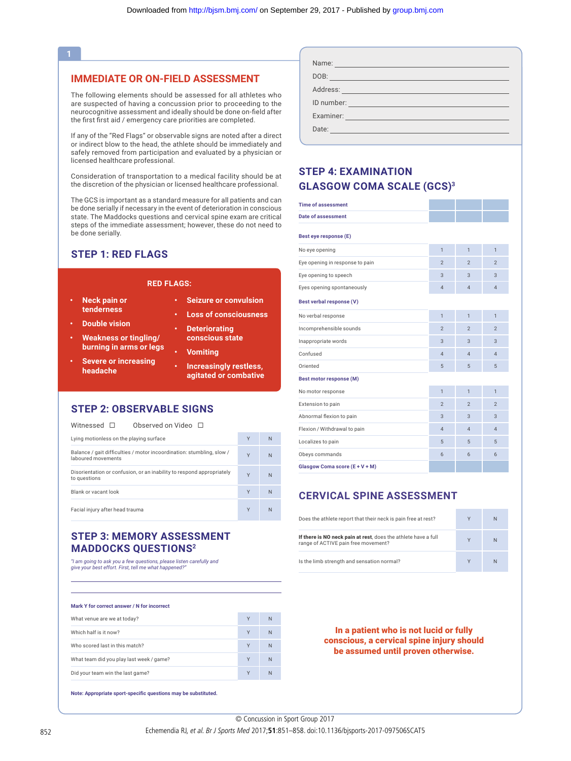## 1

## IMMEDIATE OR ON-FIELD ASSESSMENT

The following elements should be assessed for all athletes who are suspected of having a concussion prior to proceeding to the neurocognitive assessment and ideally should be done on-field after the first first aid / emergency care priorities are completed.

If any of the "Red Flags" or observable signs are noted after a direct or indirect blow to the head, the athlete should be immediately and safely removed from participation and evaluated by a physician or licensed healthcare professional.

Consideration of transportation to a medical facility should be at the discretion of the physician or licensed healthcare professional.

The GCS is important as a standard measure for all patients and can be done serially if necessary in the event of deterioration in conscious state. The Maddocks questions and cervical spine exam are critical steps of the immediate assessment; however, these do not need to be done serially.

### STEP 1: RED FLAGS

**RED FLAGS:**

- **Neck pain or tenderness**
- **Double vision**
- **Weakness or tingling/ burning in arms or legs**
- **Severe or increasing headache**
- **Seizure or convulsion**
- **Loss of consciousness**
- **Deteriorating conscious state**
- **Vomiting**
- **Increasingly restless, agitated or combative**

### STEP 2: OBSERVABLE SIGNS

Witnessed ☐ Observed on Video ☐

| | | |
|---|---|---|
| Lying motionless on the playing surface | Y | N |
| Balance / gait difficulties / motor incoordination: stumbling, slow / laboured movements | Y | N |
| Disorientation or confusion, or an inability to respond appropriately to questions | Y | N |
| Blank or vacant look | Y | N |
| Facial injury after head trauma | Y | N |

### STEP 3: MEMORY ASSESSMENT MADDOCKS QUESTIONS[2]

*"I am going to ask you a few questions, please listen carefully and give your best effort. First, tell me what happened?"*

**Mark Y for correct answer / N for incorrect**

| | | |
|---|---|---|
| What venue are we at today? | Y | N |
| Which half is it now? | Y | N |
| Who scored last in this match? | Y | N |
| What team did you play last week / game? | Y | N |
| Did your team win the last game? | Y | N |

**Note: Appropriate sport-specific questions may be substituted.**

Name: \_\_\_\_\_\_\_\_\_\_\_\_\_\_\_\_\_\_\_\_

DOB: \_\_\_\_\_\_\_\_\_\_\_\_\_\_\_\_\_\_\_\_

Address: \_\_\_\_\_\_\_\_\_\_\_\_\_\_\_\_\_\_\_\_

ID number: \_\_\_\_\_\_\_\_\_\_\_\_\_\_\_\_\_\_\_\_

Examiner: \_\_\_\_\_\_\_\_\_\_\_\_\_\_\_\_\_\_\_\_

Date: \_\_\_\_\_\_\_\_\_\_\_\_\_\_\_\_\_\_\_\_

### STEP 4: EXAMINATION GLASGOW COMA SCALE (GCS)[3]

| | | | |
|---|---|---|---|
| **Time of assessment** | | | |
| **Date of assessment** | | | |
| **Best eye response (E)** | | | |
| No eye opening | 1 | 1 | 1 |
| Eye opening in response to pain | 2 | 2 | 2 |
| Eye opening to speech | 3 | 3 | 3 |
| Eyes opening spontaneously | 4 | 4 | 4 |
| **Best verbal response (V)** | | | |
| No verbal response | 1 | 1 | 1 |
| Incomprehensible sounds | 2 | 2 | 2 |
| Inappropriate words | 3 | 3 | 3 |
| Confused | 4 | 4 | 4 |
| Oriented | 5 | 5 | 5 |
| **Best motor response (M)** | | | |
| No motor response | 1 | 1 | 1 |
| Extension to pain | 2 | 2 | 2 |
| Abnormal flexion to pain | 3 | 3 | 3 |
| Flexion / Withdrawal to pain | 4 | 4 | 4 |
| Localizes to pain | 5 | 5 | 5 |
| Obeys commands | 6 | 6 | 6 |
| **Glasgow Coma score (E + V + M)** | | | |

### CERVICAL SPINE ASSESSMENT

| | | |
|---|---|---|
| Does the athlete report that their neck is pain free at rest? | Y | N |
| **If there is NO neck pain at rest**, does the athlete have a full range of ACTIVE pain free movement? | Y | N |
| Is the limb strength and sensation normal? | Y | N |

**In a patient who is not lucid or fully conscious, a cervical spine injury should be assumed until proven otherwise.**

© Concussion in Sport Group 2017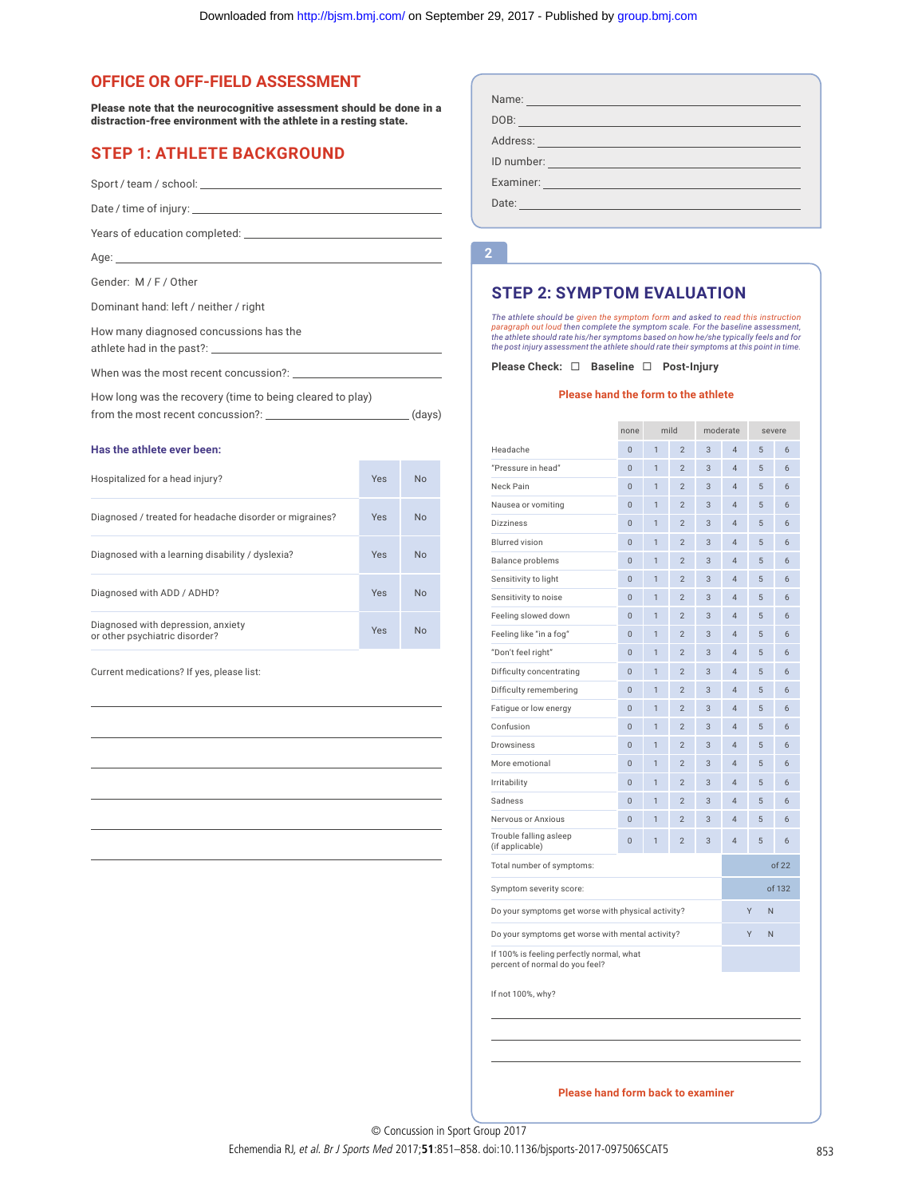# OFFICE OR OFF-FIELD ASSESSMENT

**Please note that the neurocognitive assessment should be done in a distraction-free environment with the athlete in a resting state.**

## STEP 1: ATHLETE BACKGROUND

Sport / team / school: ______________________

Date / time of injury: ______________________

Years of education completed: ______________________

Age: ______________________

Gender: M / F / Other

Dominant hand: left / neither / right

How many diagnosed concussions has the athlete had in the past?: ______________________

When was the most recent concussion?: ______________________

How long was the recovery (time to being cleared to play) from the most recent concussion?: ______________________ (days)

**Has the athlete ever been:**

| | | |
|---|---|---|
| Hospitalized for a head injury? | Yes | No |
| Diagnosed / treated for headache disorder or migraines? | Yes | No |
| Diagnosed with a learning disability / dyslexia? | Yes | No |
| Diagnosed with ADD / ADHD? | Yes | No |
| Diagnosed with depression, anxiety or other psychiatric disorder? | Yes | No |

Current medications? If yes, please list:

______________________

______________________

______________________

______________________

______________________

______________________

Name: ______________________

DOB: ______________________

Address: ______________________

ID number: ______________________

Examiner: ______________________

Date: ______________________

2

## STEP 2: SYMPTOM EVALUATION

*The athlete should be given the symptom form and asked to read this instruction paragraph out loud then complete the symptom scale. For the baseline assessment, the athlete should rate his/her symptoms based on how he/she typically feels and for the post injury assessment the athlete should rate their symptoms at this point in time.*

**Please Check:** ☐ **Baseline** ☐ **Post-Injury**

**Please hand the form to the athlete**

| | none | mild | | moderate | | severe | |
|---|---|---|---|---|---|---|---|
| Headache | 0 | 1 | 2 | 3 | 4 | 5 | 6 |
| "Pressure in head" | 0 | 1 | 2 | 3 | 4 | 5 | 6 |
| Neck Pain | 0 | 1 | 2 | 3 | 4 | 5 | 6 |
| Nausea or vomiting | 0 | 1 | 2 | 3 | 4 | 5 | 6 |
| Dizziness | 0 | 1 | 2 | 3 | 4 | 5 | 6 |
| Blurred vision | 0 | 1 | 2 | 3 | 4 | 5 | 6 |
| Balance problems | 0 | 1 | 2 | 3 | 4 | 5 | 6 |
| Sensitivity to light | 0 | 1 | 2 | 3 | 4 | 5 | 6 |
| Sensitivity to noise | 0 | 1 | 2 | 3 | 4 | 5 | 6 |
| Feeling slowed down | 0 | 1 | 2 | 3 | 4 | 5 | 6 |
| Feeling like "in a fog" | 0 | 1 | 2 | 3 | 4 | 5 | 6 |
| "Don't feel right" | 0 | 1 | 2 | 3 | 4 | 5 | 6 |
| Difficulty concentrating | 0 | 1 | 2 | 3 | 4 | 5 | 6 |
| Difficulty remembering | 0 | 1 | 2 | 3 | 4 | 5 | 6 |
| Fatigue or low energy | 0 | 1 | 2 | 3 | 4 | 5 | 6 |
| Confusion | 0 | 1 | 2 | 3 | 4 | 5 | 6 |
| Drowsiness | 0 | 1 | 2 | 3 | 4 | 5 | 6 |
| More emotional | 0 | 1 | 2 | 3 | 4 | 5 | 6 |
| Irritability | 0 | 1 | 2 | 3 | 4 | 5 | 6 |
| Sadness | 0 | 1 | 2 | 3 | 4 | 5 | 6 |
| Nervous or Anxious | 0 | 1 | 2 | 3 | 4 | 5 | 6 |
| Trouble falling asleep (if applicable) | 0 | 1 | 2 | 3 | 4 | 5 | 6 |

| | |
|---|---|
| Total number of symptoms: | of 22 |
| Symptom severity score: | of 132 |
| Do your symptoms get worse with physical activity? | Y N |
| Do your symptoms get worse with mental activity? | Y N |
| If 100% is feeling perfectly normal, what percent of normal do you feel? | |

If not 100%, why?

______________________

______________________

______________________

**Please hand form back to examiner**

© Concussion in Sport Group 2017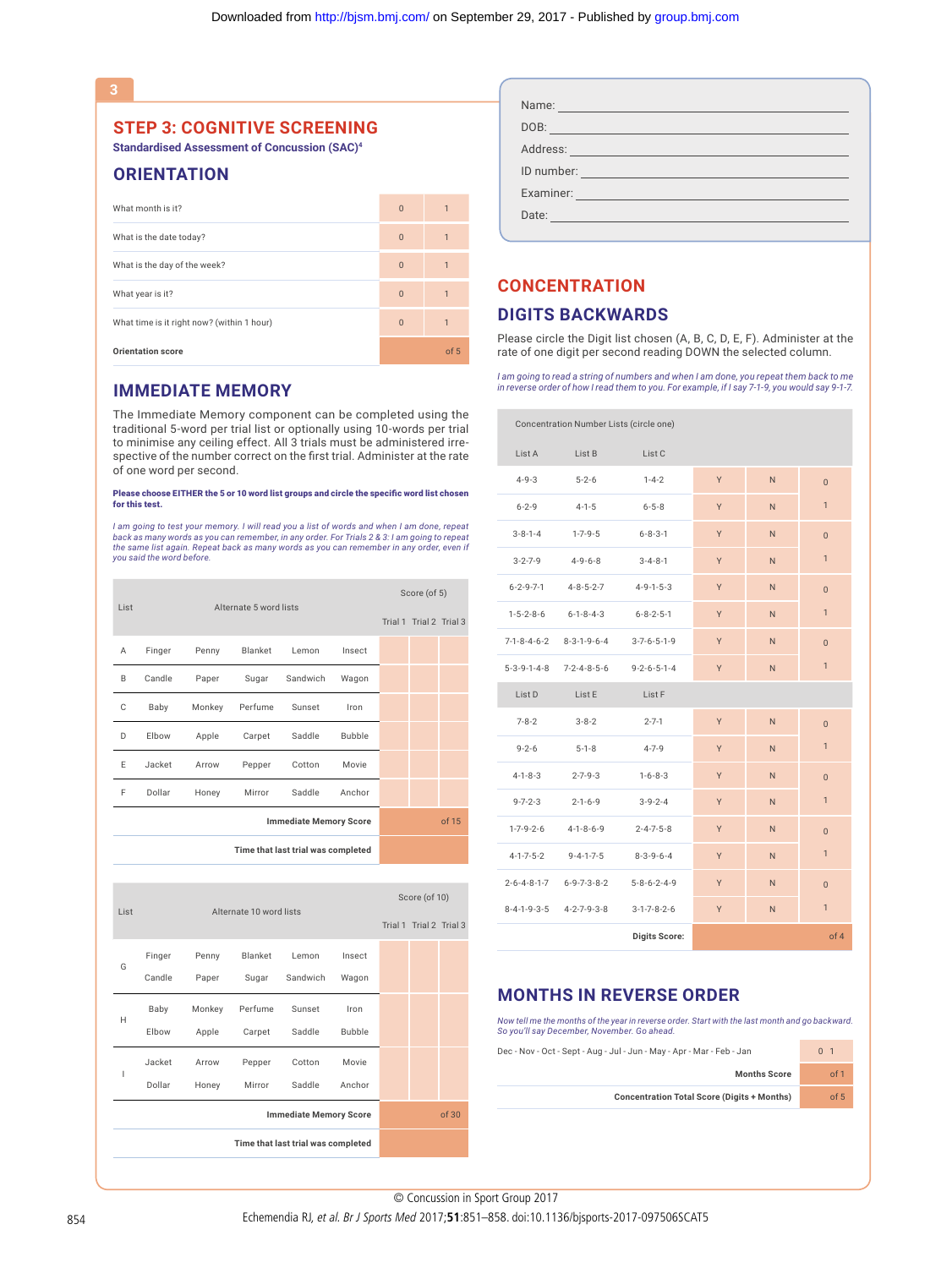## 3

## STEP 3: COGNITIVE SCREENING

**Standardised Assessment of Concussion (SAC)**[4]

### ORIENTATION

| | | |
|---|---|---|
| What month is it? | 0 | 1 |
| What is the date today? | 0 | 1 |
| What is the day of the week? | 0 | 1 |
| What year is it? | 0 | 1 |
| What time is it right now? (within 1 hour) | 0 | 1 |
| **Orientation score** | | of 5 |

### IMMEDIATE MEMORY

The Immediate Memory component can be completed using the traditional 5-word per trial list or optionally using 10-words per trial to minimise any ceiling effect. All 3 trials must be administered irrespective of the number correct on the first trial. Administer at the rate of one word per second.

**Please choose EITHER the 5 or 10 word list groups and circle the specific word list chosen for this test.**

*I am going to test your memory. I will read you a list of words and when I am done, repeat back as many words as you can remember, in any order. For Trials 2 & 3: I am going to repeat the same list again. Repeat back as many words as you can remember in any order, even if you said the word before.*

| List | Alternate 5 word lists | | | | | Score (of 5) | | |
|---|---|---|---|---|---|---|---|---|
| | | | | | | Trial 1 | Trial 2 | Trial 3 |
| A | Finger | Penny | Blanket | Lemon | Insect | | | |
| B | Candle | Paper | Sugar | Sandwich | Wagon | | | |
| C | Baby | Monkey | Perfume | Sunset | Iron | | | |
| D | Elbow | Apple | Carpet | Saddle | Bubble | | | |
| E | Jacket | Arrow | Pepper | Cotton | Movie | | | |
| F | Dollar | Honey | Mirror | Saddle | Anchor | | | |
| | | | | | **Immediate Memory Score** | | | of 15 |
| | | | | | **Time that last trial was completed** | | | |

| List | Alternate 10 word lists | | | | | Score (of 10) | | |
|---|---|---|---|---|---|---|---|---|
| | | | | | | Trial 1 | Trial 2 | Trial 3 |
| G | Finger | Penny | Blanket | Lemon | Insect | | | |
| | Candle | Paper | Sugar | Sandwich | Wagon | | | |
| H | Baby | Monkey | Perfume | Sunset | Iron | | | |
| | Elbow | Apple | Carpet | Saddle | Bubble | | | |
| I | Jacket | Arrow | Pepper | Cotton | Movie | | | |
| | Dollar | Honey | Mirror | Saddle | Anchor | | | |
| | | | | | **Immediate Memory Score** | | | of 30 |
| | | | | | **Time that last trial was completed** | | | |

Name:
DOB:
Address:
ID number:
Examiner:
Date:

## CONCENTRATION

### DIGITS BACKWARDS

Please circle the Digit list chosen (A, B, C, D, E, F). Administer at the rate of one digit per second reading DOWN the selected column.

*I am going to read a string of numbers and when I am done, you repeat them back to me in reverse order of how I read them to you. For example, if I say 7-1-9, you would say 9-1-7.*

| Concentration Number Lists (circle one) | | | | | |
|---|---|---|---|---|---|
| List A | List B | List C | | | |
| 4-9-3 | 5-2-6 | 1-4-2 | Y | N | 0 |
| 6-2-9 | 4-1-5 | 6-5-8 | Y | N | 1 |
| 3-8-1-4 | 1-7-9-5 | 6-8-3-1 | Y | N | 0 |
| 3-2-7-9 | 4-9-6-8 | 3-4-8-1 | Y | N | 1 |
| 6-2-9-7-1 | 4-8-5-2-7 | 4-9-1-5-3 | Y | N | 0 |
| 1-5-2-8-6 | 6-1-8-4-3 | 6-8-2-5-1 | Y | N | 1 |
| 7-1-8-4-6-2 | 8-3-1-9-6-4 | 3-7-6-5-1-9 | Y | N | 0 |
| 5-3-9-1-4-8 | 7-2-4-8-5-6 | 9-2-6-5-1-4 | Y | N | 1 |
| List D | List E | List F | | | |
| 7-8-2 | 3-8-2 | 2-7-1 | Y | N | 0 |
| 9-2-6 | 5-1-8 | 4-7-9 | Y | N | 1 |
| 4-1-8-3 | 2-7-9-3 | 1-6-8-3 | Y | N | 0 |
| 9-7-2-3 | 2-1-6-9 | 3-9-2-4 | Y | N | 1 |
| 1-7-9-2-6 | 4-1-8-6-9 | 2-4-7-5-8 | Y | N | 0 |
| 4-1-7-5-2 | 9-4-1-7-5 | 8-3-9-6-4 | Y | N | 1 |
| 2-6-4-8-1-7 | 6-9-7-3-8-2 | 5-8-6-2-4-9 | Y | N | 0 |
| 8-4-1-9-3-5 | 4-2-7-9-3-8 | 3-1-7-8-2-6 | Y | N | 1 |
| | | **Digits Score:** | | | of 4 |

### MONTHS IN REVERSE ORDER

*Now tell me the months of the year in reverse order. Start with the last month and go backward. So you'll say December, November. Go ahead.*

| | |
|---|---|
| Dec - Nov - Oct - Sept - Aug - Jul - Jun - May - Apr - Mar - Feb - Jan | 0 1 |
| **Months Score** | of 1 |
| **Concentration Total Score (Digits + Months)** | of 5 |

© Concussion in Sport Group 2017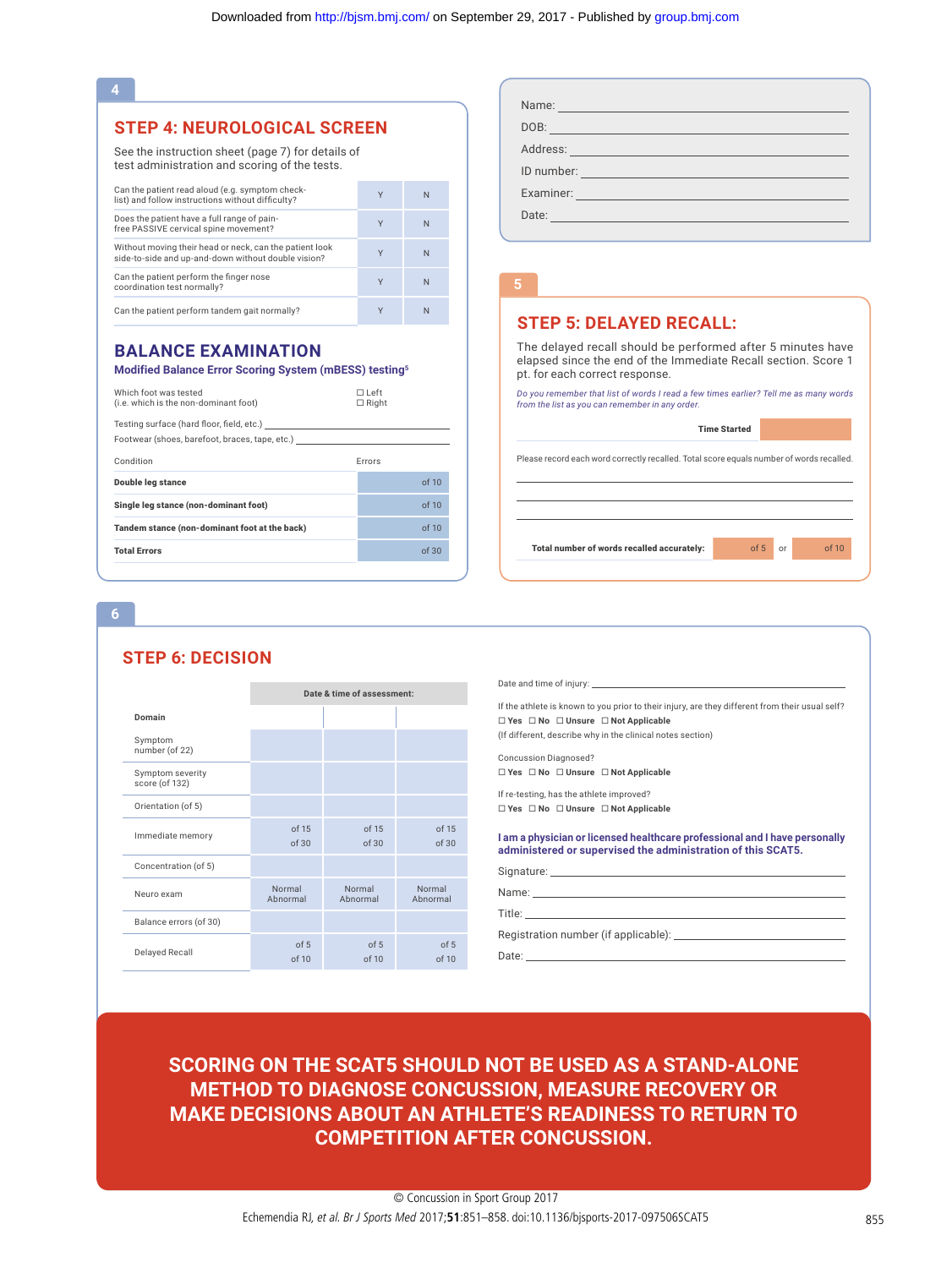## 4

## STEP 4: NEUROLOGICAL SCREEN

See the instruction sheet (page 7) for details of test administration and scoring of the tests.

| | | |
|---|---|---|
| Can the patient read aloud (e.g. symptom check-list) and follow instructions without difficulty? | Y | N |
| Does the patient have a full range of pain-free PASSIVE cervical spine movement? | Y | N |
| Without moving their head or neck, can the patient look side-to-side and up-and-down without double vision? | Y | N |
| Can the patient perform the finger nose coordination test normally? | Y | N |
| Can the patient perform tandem gait normally? | Y | N |

## BALANCE EXAMINATION

**Modified Balance Error Scoring System (mBESS) testing**[5]

Which foot was tested (i.e. which is the non-dominant foot) ☐ Left ☐ Right

Testing surface (hard floor, field, etc.) ______

Footwear (shoes, barefoot, braces, tape, etc.) ______

| Condition | Errors |
|---|---|
| **Double leg stance** | of 10 |
| **Single leg stance (non-dominant foot)** | of 10 |
| **Tandem stance (non-dominant foot at the back)** | of 10 |
| **Total Errors** | of 30 |

Name: ______

DOB: ______

Address: ______

ID number: ______

Examiner: ______

Date: ______

## 5

## STEP 5: DELAYED RECALL:

The delayed recall should be performed after 5 minutes have elapsed since the end of the Immediate Recall section. Score 1 pt. for each correct response.

*Do you remember that list of words I read a few times earlier? Tell me as many words from the list as you can remember in any order.*

**Time Started** ______

Please record each word correctly recalled. Total score equals number of words recalled.

______

______

______

**Total number of words recalled accurately:** of 5 or of 10

## 6

## STEP 6: DECISION

| **Domain** | Date & time of assessment: | | |
|---|---|---|---|
| Symptom number (of 22) | | | |
| Symptom severity score (of 132) | | | |
| Orientation (of 5) | | | |
| Immediate memory | of 15<br>of 30 | of 15<br>of 30 | of 15<br>of 30 |
| Concentration (of 5) | | | |
| Neuro exam | Normal<br>Abnormal | Normal<br>Abnormal | Normal<br>Abnormal |
| Balance errors (of 30) | | | |
| Delayed Recall | of 5<br>of 10 | of 5<br>of 10 | of 5<br>of 10 |

Date and time of injury: ______

If the athlete is known to you prior to their injury, are they different from their usual self?

☐ **Yes** ☐ **No** ☐ **Unsure** ☐ **Not Applicable**

(If different, describe why in the clinical notes section)

Concussion Diagnosed?

☐ **Yes** ☐ **No** ☐ **Unsure** ☐ **Not Applicable**

If re-testing, has the athlete improved?

☐ **Yes** ☐ **No** ☐ **Unsure** ☐ **Not Applicable**

**I am a physician or licensed healthcare professional and I have personally administered or supervised the administration of this SCAT5.**

Signature: ______

Name: ______

Title: ______

Registration number (if applicable): ______

Date: ______

**SCORING ON THE SCAT5 SHOULD NOT BE USED AS A STAND-ALONE METHOD TO DIAGNOSE CONCUSSION, MEASURE RECOVERY OR MAKE DECISIONS ABOUT AN ATHLETE'S READINESS TO RETURN TO COMPETITION AFTER CONCUSSION.**

© Concussion in Sport Group 2017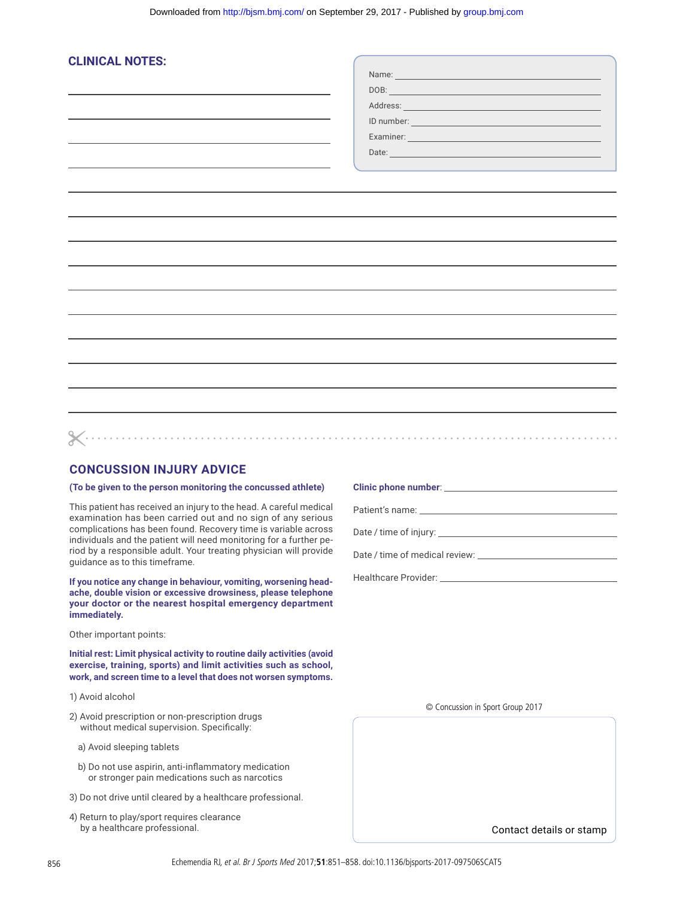## CLINICAL NOTES:

Name: 

DOB: 

Address: 

ID number: 

Examiner: 

Date: 

## CONCUSSION INJURY ADVICE

**(To be given to the person monitoring the concussed athlete)**

This patient has received an injury to the head. A careful medical examination has been carried out and no sign of any serious complications has been found. Recovery time is variable across individuals and the patient will need monitoring for a further period by a responsible adult. Your treating physician will provide guidance as to this timeframe.

**If you notice any change in behaviour, vomiting, worsening headache, double vision or excessive drowsiness, please telephone your doctor or the nearest hospital emergency department immediately.**

Other important points:

**Initial rest: Limit physical activity to routine daily activities (avoid exercise, training, sports) and limit activities such as school, work, and screen time to a level that does not worsen symptoms.**

1) Avoid alcohol

2) Avoid prescription or non-prescription drugs without medical supervision. Specifically:

   a) Avoid sleeping tablets

   b) Do not use aspirin, anti-inflammatory medication or stronger pain medications such as narcotics

3) Do not drive until cleared by a healthcare professional.

4) Return to play/sport requires clearance by a healthcare professional.

**Clinic phone number**: 

Patient's name: 

Date / time of injury: 

Date / time of medical review: 

Healthcare Provider: 

© Concussion in Sport Group 2017

Contact details or stamp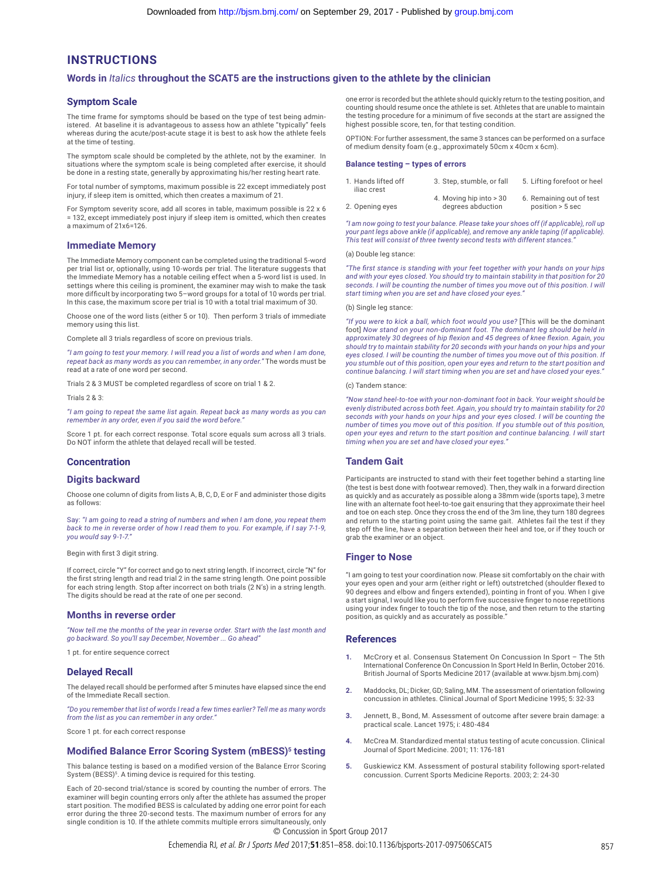# INSTRUCTIONS

## Words in *Italics* throughout the SCAT5 are the instructions given to the athlete by the clinician

### Symptom Scale

The time frame for symptoms should be based on the type of test being administered. At baseline it is advantageous to assess how an athlete "typically" feels whereas during the acute/post-acute stage it is best to ask how the athlete feels at the time of testing.

The symptom scale should be completed by the athlete, not by the examiner. In situations where the symptom scale is being completed after exercise, it should be done in a resting state, generally by approximating his/her resting heart rate.

For total number of symptoms, maximum possible is 22 except immediately post injury, if sleep item is omitted, which then creates a maximum of 21.

For Symptom severity score, add all scores in table, maximum possible is 22 x 6 = 132, except immediately post injury if sleep item is omitted, which then creates a maximum of 21x6=126.

### Immediate Memory

The Immediate Memory component can be completed using the traditional 5-word per trial list or, optionally, using 10-words per trial. The literature suggests that the Immediate Memory has a notable ceiling effect when a 5-word list is used. In settings where this ceiling is prominent, the examiner may wish to make the task more difficult by incorporating two 5–word groups for a total of 10 words per trial. In this case, the maximum score per trial is 10 with a total trial maximum of 30.

Choose one of the word lists (either 5 or 10). Then perform 3 trials of immediate memory using this list.

Complete all 3 trials regardless of score on previous trials.

*"I am going to test your memory. I will read you a list of words and when I am done, repeat back as many words as you can remember, in any order."* The words must be read at a rate of one word per second.

Trials 2 & 3 MUST be completed regardless of score on trial 1 & 2.

Trials 2 & 3:

*"I am going to repeat the same list again. Repeat back as many words as you can remember in any order, even if you said the word before."*

Score 1 pt. for each correct response. Total score equals sum across all 3 trials. Do NOT inform the athlete that delayed recall will be tested.

### Concentration

### Digits backward

Choose one column of digits from lists A, B, C, D, E or F and administer those digits as follows:

Say: *"I am going to read a string of numbers and when I am done, you repeat them back to me in reverse order of how I read them to you. For example, if I say 7-1-9, you would say 9-1-7."*

Begin with first 3 digit string.

If correct, circle "Y" for correct and go to next string length. If incorrect, circle "N" for the first string length and read trial 2 in the same string length. One point possible for each string length. Stop after incorrect on both trials (2 N's) in a string length. The digits should be read at the rate of one per second.

### Months in reverse order

*"Now tell me the months of the year in reverse order. Start with the last month and go backward. So you'll say December, November ... Go ahead"*

1 pt. for entire sequence correct

### Delayed Recall

The delayed recall should be performed after 5 minutes have elapsed since the end of the Immediate Recall section.

*"Do you remember that list of words I read a few times earlier? Tell me as many words from the list as you can remember in any order."*

Score 1 pt. for each correct response

### Modified Balance Error Scoring System (mBESS)[5] testing

This balance testing is based on a modified version of the Balance Error Scoring System (BESS)[5]. A timing device is required for this testing.

Each of 20-second trial/stance is scored by counting the number of errors. The examiner will begin counting errors only after the athlete has assumed the proper start position. The modified BESS is calculated by adding one error point for each error during the three 20-second tests. The maximum number of errors for any single condition is 10. If the athlete commits multiple errors simultaneously, only one error is recorded but the athlete should quickly return to the testing position, and counting should resume once the athlete is set. Athletes that are unable to maintain the testing procedure for a minimum of five seconds at the start are assigned the highest possible score, ten, for that testing condition.

OPTION: For further assessment, the same 3 stances can be performed on a surface of medium density foam (e.g., approximately 50cm x 40cm x 6cm).

#### Balance testing – types of errors

1. Hands lifted off iliac crest
2. Opening eyes
3. Step, stumble, or fall
4. Moving hip into > 30 degrees abduction
5. Lifting forefoot or heel
6. Remaining out of test position > 5 sec

*"I am now going to test your balance. Please take your shoes off (if applicable), roll up your pant legs above ankle (if applicable), and remove any ankle taping (if applicable). This test will consist of three twenty second tests with different stances."*

(a) Double leg stance:

*"The first stance is standing with your feet together with your hands on your hips and with your eyes closed. You should try to maintain stability in that position for 20 seconds. I will be counting the number of times you move out of this position. I will start timing when you are set and have closed your eyes."*

(b) Single leg stance:

*"If you were to kick a ball, which foot would you use?* [This will be the dominant foot] *Now stand on your non-dominant foot. The dominant leg should be held in approximately 30 degrees of hip flexion and 45 degrees of knee flexion. Again, you should try to maintain stability for 20 seconds with your hands on your hips and your eyes closed. I will be counting the number of times you move out of this position. If you stumble out of this position, open your eyes and return to the start position and continue balancing. I will start timing when you are set and have closed your eyes."*

(c) Tandem stance:

*"Now stand heel-to-toe with your non-dominant foot in back. Your weight should be evenly distributed across both feet. Again, you should try to maintain stability for 20 seconds with your hands on your hips and your eyes closed. I will be counting the number of times you move out of this position. If you stumble out of this position, open your eyes and return to the start position and continue balancing. I will start timing when you are set and have closed your eyes."*

### Tandem Gait

Participants are instructed to stand with their feet together behind a starting line (the test is best done with footwear removed). Then, they walk in a forward direction as quickly and as accurately as possible along a 38mm wide (sports tape), 3 metre line with an alternate foot heel-to-toe gait ensuring that they approximate their heel and toe on each step. Once they cross the end of the 3m line, they turn 180 degrees and return to the starting point using the same gait. Athletes fail the test if they step off the line, have a separation between their heel and toe, or if they touch or grab the examiner or an object.

### Finger to Nose

"I am going to test your coordination now. Please sit comfortably on the chair with your eyes open and your arm (either right or left) outstretched (shoulder flexed to 90 degrees and elbow and fingers extended), pointing in front of you. When I give a start signal, I would like you to perform five successive finger to nose repetitions using your index finger to touch the tip of the nose, and then return to the starting position, as quickly and as accurately as possible."

### References

1. McCrory et al. Consensus Statement On Concussion In Sport – The 5th International Conference On Concussion In Sport Held In Berlin, October 2016. British Journal of Sports Medicine 2017 (available at www.bjsm.bmj.com)
2. Maddocks, DL; Dicker, GD; Saling, MM. The assessment of orientation following concussion in athletes. Clinical Journal of Sport Medicine 1995; 5: 32-33
3. Jennett, B., Bond, M. Assessment of outcome after severe brain damage: a practical scale. Lancet 1975; i: 480-484
4. McCrea M. Standardized mental status testing of acute concussion. Clinical Journal of Sport Medicine. 2001; 11: 176-181
5. Guskiewicz KM. Assessment of postural stability following sport-related concussion. Current Sports Medicine Reports. 2003; 2: 24-30

© Concussion in Sport Group 2017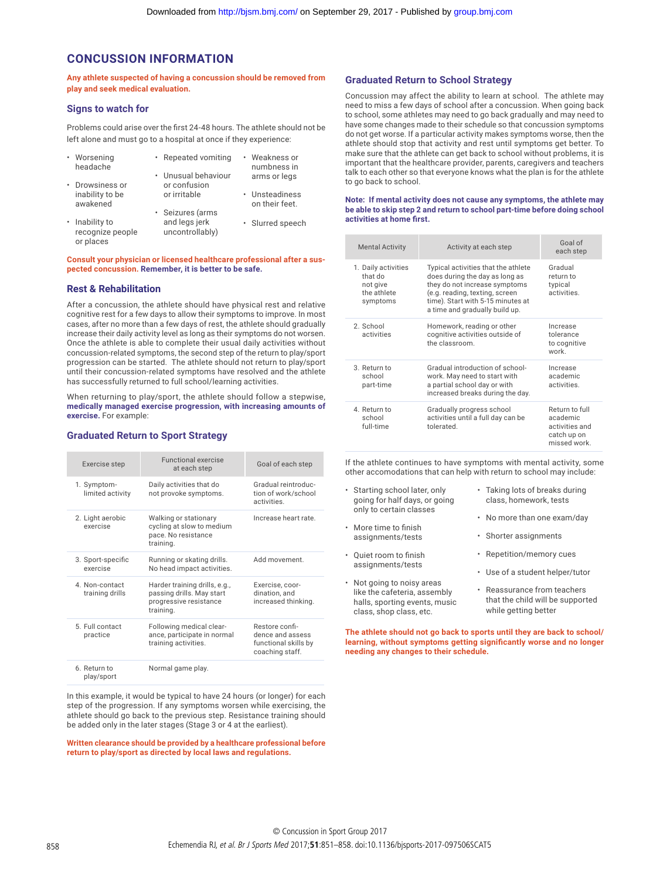# CONCUSSION INFORMATION

**Any athlete suspected of having a concussion should be removed from play and seek medical evaluation.**

## Signs to watch for

Problems could arise over the first 24-48 hours. The athlete should not be left alone and must go to a hospital at once if they experience:

- Worsening headache
- Drowsiness or inability to be awakened
- Inability to recognize people or places
- Repeated vomiting
- Unusual behaviour or confusion or irritable
- Seizures (arms and legs jerk uncontrollably)
- Weakness or numbness in arms or legs
- Unsteadiness on their feet.
- Slurred speech

**Consult your physician or licensed healthcare professional after a suspected concussion. Remember, it is better to be safe.**

## Rest & Rehabilitation

After a concussion, the athlete should have physical rest and relative cognitive rest for a few days to allow their symptoms to improve. In most cases, after no more than a few days of rest, the athlete should gradually increase their daily activity level as long as their symptoms do not worsen. Once the athlete is able to complete their usual daily activities without concussion-related symptoms, the second step of the return to play/sport progression can be started. The athlete should not return to play/sport until their concussion-related symptoms have resolved and the athlete has successfully returned to full school/learning activities.

When returning to play/sport, the athlete should follow a stepwise, **medically managed exercise progression, with increasing amounts of exercise.** For example:

## Graduated Return to Sport Strategy

| Exercise step | Functional exercise at each step | Goal of each step |
|---|---|---|
| 1. Symptom-limited activity | Daily activities that do not provoke symptoms. | Gradual reintroduction of work/school activities. |
| 2. Light aerobic exercise | Walking or stationary cycling at slow to medium pace. No resistance training. | Increase heart rate. |
| 3. Sport-specific exercise | Running or skating drills. No head impact activities. | Add movement. |
| 4. Non-contact training drills | Harder training drills, e.g., passing drills. May start progressive resistance training. | Exercise, coordination, and increased thinking. |
| 5. Full contact practice | Following medical clearance, participate in normal training activities. | Restore confidence and assess functional skills by coaching staff. |
| 6. Return to play/sport | Normal game play. | |

In this example, it would be typical to have 24 hours (or longer) for each step of the progression. If any symptoms worsen while exercising, the athlete should go back to the previous step. Resistance training should be added only in the later stages (Stage 3 or 4 at the earliest).

**Written clearance should be provided by a healthcare professional before return to play/sport as directed by local laws and regulations.**

## Graduated Return to School Strategy

Concussion may affect the ability to learn at school. The athlete may need to miss a few days of school after a concussion. When going back to school, some athletes may need to go back gradually and may need to have some changes made to their schedule so that concussion symptoms do not get worse. If a particular activity makes symptoms worse, then the athlete should stop that activity and rest until symptoms get better. To make sure that the athlete can get back to school without problems, it is important that the healthcare provider, parents, caregivers and teachers talk to each other so that everyone knows what the plan is for the athlete to go back to school.

**Note: If mental activity does not cause any symptoms, the athlete may be able to skip step 2 and return to school part-time before doing school activities at home first.**

| Mental Activity | Activity at each step | Goal of each step |
|---|---|---|
| 1. Daily activities that do not give the athlete symptoms | Typical activities that the athlete does during the day as long as they do not increase symptoms (e.g. reading, texting, screen time). Start with 5-15 minutes at a time and gradually build up. | Gradual return to typical activities. |
| 2. School activities | Homework, reading or other cognitive activities outside of the classroom. | Increase tolerance to cognitive work. |
| 3. Return to school part-time | Gradual introduction of school-work. May need to start with a partial school day or with increased breaks during the day. | Increase academic activities. |
| 4. Return to school full-time | Gradually progress school activities until a full day can be tolerated. | Return to full academic activities and catch up on missed work. |

If the athlete continues to have symptoms with mental activity, some other accomodations that can help with return to school may include:

- Starting school later, only going for half days, or going only to certain classes
- More time to finish assignments/tests
- Quiet room to finish assignments/tests
- Not going to noisy areas like the cafeteria, assembly halls, sporting events, music class, shop class, etc.
- Taking lots of breaks during class, homework, tests
- No more than one exam/day
- Shorter assignments
- Repetition/memory cues
- Use of a student helper/tutor
- Reassurance from teachers that the child will be supported while getting better

**The athlete should not go back to sports until they are back to school/learning, without symptoms getting significantly worse and no longer needing any changes to their schedule.**

© Concussion in Sport Group 2017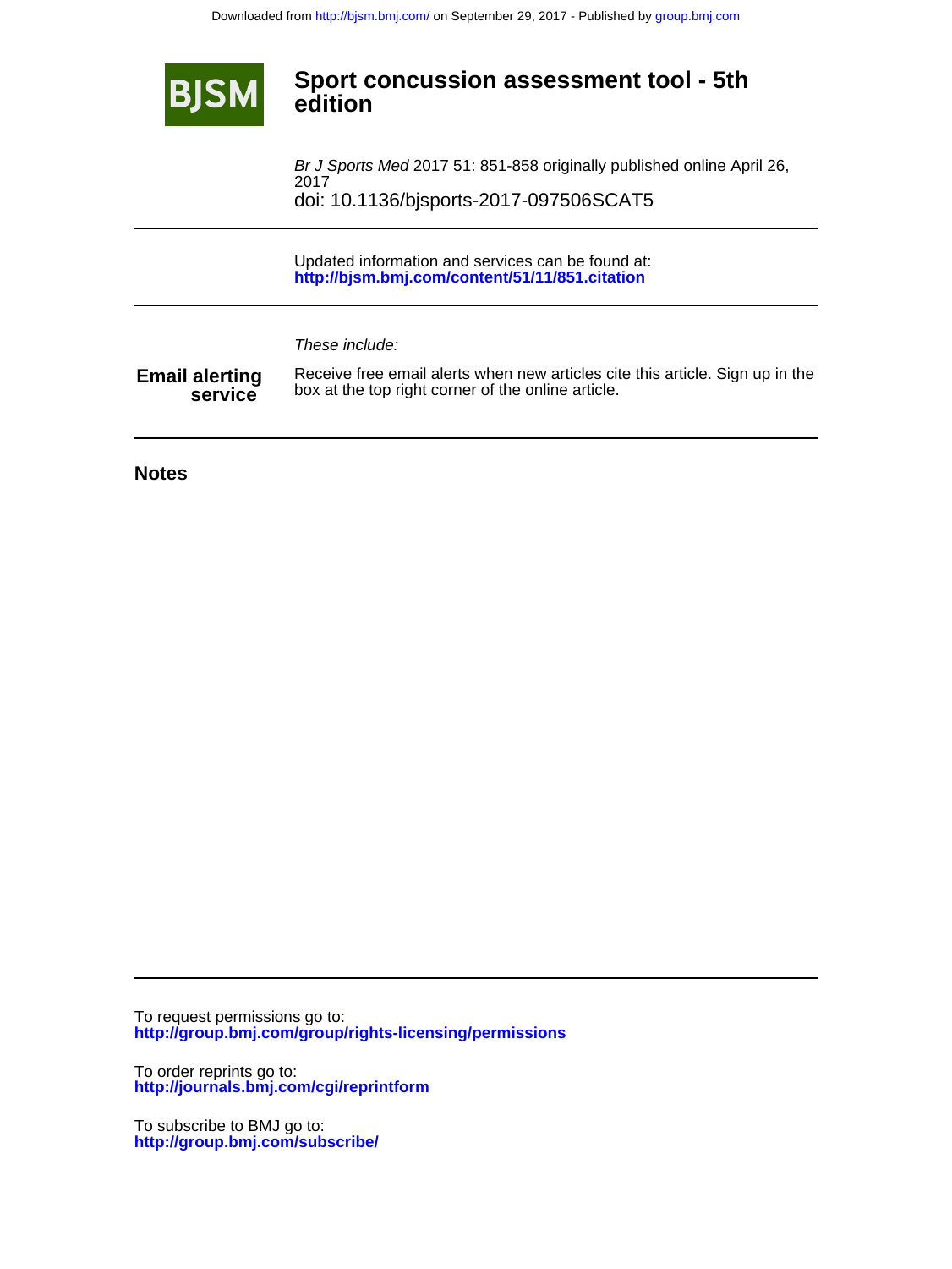Downloaded from http://bjsm.bmj.com/ on September 29, 2017 - Published by group.bmj.com

BJSM

# Sport concussion assessment tool - 5th edition

*Br J Sports Med* 2017 51: 851-858 originally published online April 26, 2017
doi: 10.1136/bjsports-2017-097506SCAT5

Updated information and services can be found at:
**http://bjsm.bmj.com/content/51/11/851.citation**

*These include:*

**Email alerting service**

Receive free email alerts when new articles cite this article. Sign up in the box at the top right corner of the online article.

## Notes

To request permissions go to:
**http://group.bmj.com/group/rights-licensing/permissions**

To order reprints go to:
**http://journals.bmj.com/cgi/reprintform**

To subscribe to BMJ go to:
**http://group.bmj.com/subscribe/**